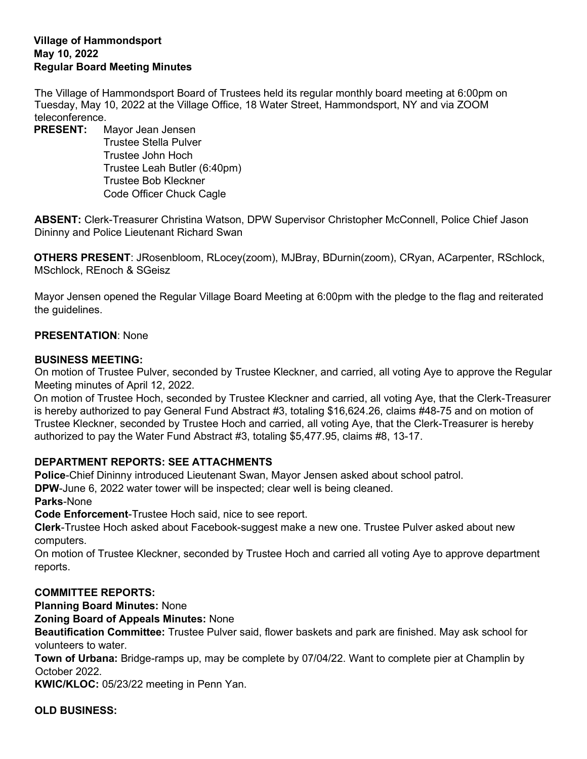**Village of Hammondsport**
**May 10, 2022**
**Regular Board Meeting Minutes**

The Village of Hammondsport Board of Trustees held its regular monthly board meeting at 6:00pm on Tuesday, May 10, 2022 at the Village Office, 18 Water Street, Hammondsport, NY and via ZOOM teleconference.

**PRESENT:** Mayor Jean Jensen
Trustee Stella Pulver
Trustee John Hoch
Trustee Leah Butler (6:40pm)
Trustee Bob Kleckner
Code Officer Chuck Cagle

**ABSENT:** Clerk-Treasurer Christina Watson, DPW Supervisor Christopher McConnell, Police Chief Jason Dininny and Police Lieutenant Richard Swan

**OTHERS PRESENT**: JRosenbloom, RLocey(zoom), MJBray, BDurnin(zoom), CRyan, ACarpenter, RSchlock, MSchlock, REnoch & SGeisz

Mayor Jensen opened the Regular Village Board Meeting at 6:00pm with the pledge to the flag and reiterated the guidelines.

**PRESENTATION**: None

**BUSINESS MEETING:**

On motion of Trustee Pulver, seconded by Trustee Kleckner, and carried, all voting Aye to approve the Regular Meeting minutes of April 12, 2022.

On motion of Trustee Hoch, seconded by Trustee Kleckner and carried, all voting Aye, that the Clerk-Treasurer is hereby authorized to pay General Fund Abstract #3, totaling $16,624.26, claims #48-75 and on motion of Trustee Kleckner, seconded by Trustee Hoch and carried, all voting Aye, that the Clerk-Treasurer is hereby authorized to pay the Water Fund Abstract #3, totaling $5,477.95, claims #8, 13-17.

**DEPARTMENT REPORTS: SEE ATTACHMENTS**

**Police**-Chief Dininny introduced Lieutenant Swan, Mayor Jensen asked about school patrol.

**DPW**-June 6, 2022 water tower will be inspected; clear well is being cleaned.

**Parks**-None

**Code Enforcement**-Trustee Hoch said, nice to see report.

**Clerk**-Trustee Hoch asked about Facebook-suggest make a new one. Trustee Pulver asked about new computers.

On motion of Trustee Kleckner, seconded by Trustee Hoch and carried all voting Aye to approve department reports.

**COMMITTEE REPORTS:**

**Planning Board Minutes:** None

**Zoning Board of Appeals Minutes:** None

**Beautification Committee:** Trustee Pulver said, flower baskets and park are finished. May ask school for volunteers to water.

**Town of Urbana:** Bridge-ramps up, may be complete by 07/04/22. Want to complete pier at Champlin by October 2022.

**KWIC/KLOC:** 05/23/22 meeting in Penn Yan.

**OLD BUSINESS:**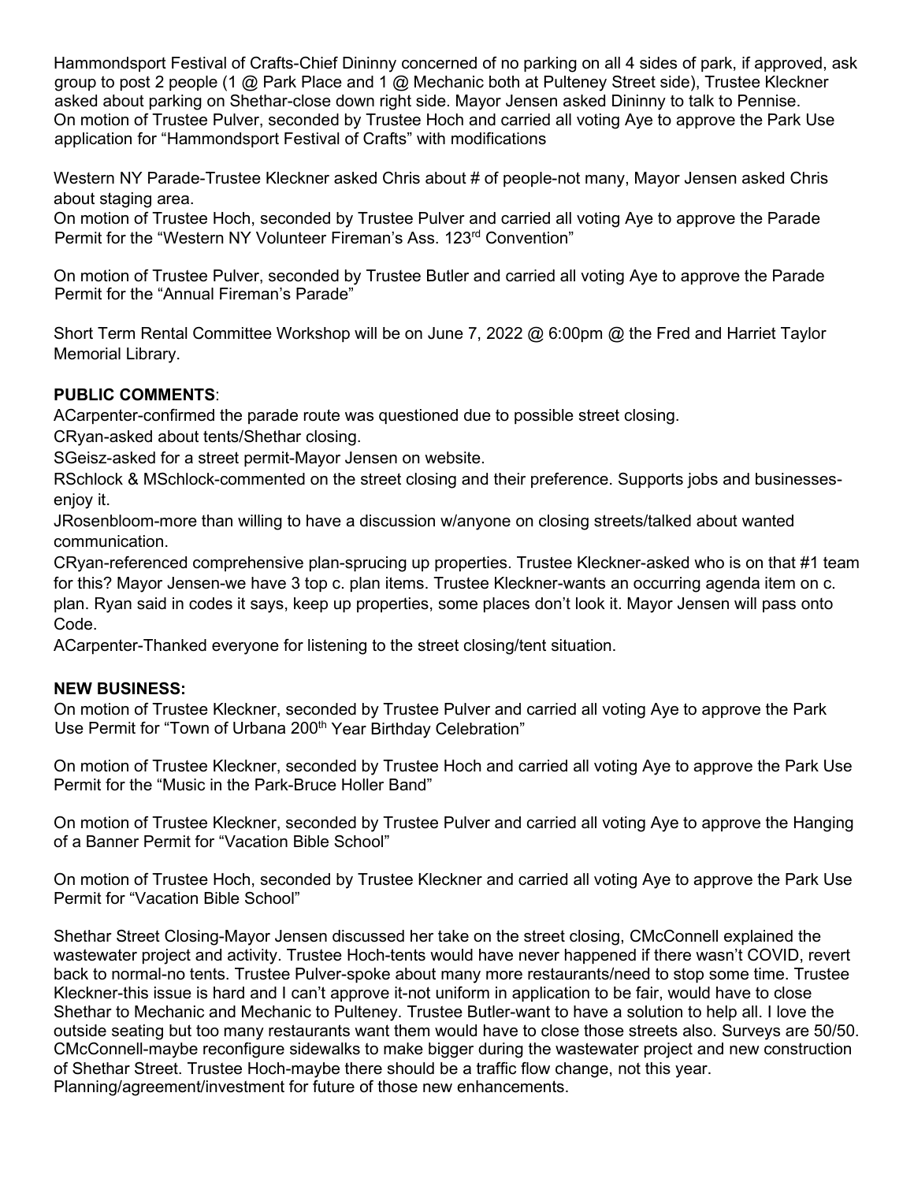Hammondsport Festival of Crafts-Chief Dininny concerned of no parking on all 4 sides of park, if approved, ask group to post 2 people (1 @ Park Place and 1 @ Mechanic both at Pulteney Street side), Trustee Kleckner asked about parking on Shethar-close down right side. Mayor Jensen asked Dininny to talk to Pennise.
On motion of Trustee Pulver, seconded by Trustee Hoch and carried all voting Aye to approve the Park Use application for "Hammondsport Festival of Crafts" with modifications

Western NY Parade-Trustee Kleckner asked Chris about # of people-not many, Mayor Jensen asked Chris about staging area.
On motion of Trustee Hoch, seconded by Trustee Pulver and carried all voting Aye to approve the Parade Permit for the "Western NY Volunteer Fireman's Ass. 123rd Convention"

On motion of Trustee Pulver, seconded by Trustee Butler and carried all voting Aye to approve the Parade Permit for the "Annual Fireman's Parade"

Short Term Rental Committee Workshop will be on June 7, 2022 @ 6:00pm @ the Fred and Harriet Taylor Memorial Library.

**PUBLIC COMMENTS**:
ACarpenter-confirmed the parade route was questioned due to possible street closing.
CRyan-asked about tents/Shethar closing.
SGeisz-asked for a street permit-Mayor Jensen on website.
RSchlock & MSchlock-commented on the street closing and their preference. Supports jobs and businesses-enjoy it.
JRosenbloom-more than willing to have a discussion w/anyone on closing streets/talked about wanted communication.
CRyan-referenced comprehensive plan-sprucing up properties. Trustee Kleckner-asked who is on that #1 team for this? Mayor Jensen-we have 3 top c. plan items. Trustee Kleckner-wants an occurring agenda item on c. plan. Ryan said in codes it says, keep up properties, some places don't look it. Mayor Jensen will pass onto Code.
ACarpenter-Thanked everyone for listening to the street closing/tent situation.

**NEW BUSINESS:**
On motion of Trustee Kleckner, seconded by Trustee Pulver and carried all voting Aye to approve the Park Use Permit for "Town of Urbana 200th Year Birthday Celebration"

On motion of Trustee Kleckner, seconded by Trustee Hoch and carried all voting Aye to approve the Park Use Permit for the "Music in the Park-Bruce Holler Band"

On motion of Trustee Kleckner, seconded by Trustee Pulver and carried all voting Aye to approve the Hanging of a Banner Permit for "Vacation Bible School"

On motion of Trustee Hoch, seconded by Trustee Kleckner and carried all voting Aye to approve the Park Use Permit for "Vacation Bible School"

Shethar Street Closing-Mayor Jensen discussed her take on the street closing, CMcConnell explained the wastewater project and activity. Trustee Hoch-tents would have never happened if there wasn't COVID, revert back to normal-no tents. Trustee Pulver-spoke about many more restaurants/need to stop some time. Trustee Kleckner-this issue is hard and I can't approve it-not uniform in application to be fair, would have to close Shethar to Mechanic and Mechanic to Pulteney. Trustee Butler-want to have a solution to help all. I love the outside seating but too many restaurants want them would have to close those streets also. Surveys are 50/50. CMcConnell-maybe reconfigure sidewalks to make bigger during the wastewater project and new construction of Shethar Street. Trustee Hoch-maybe there should be a traffic flow change, not this year. Planning/agreement/investment for future of those new enhancements.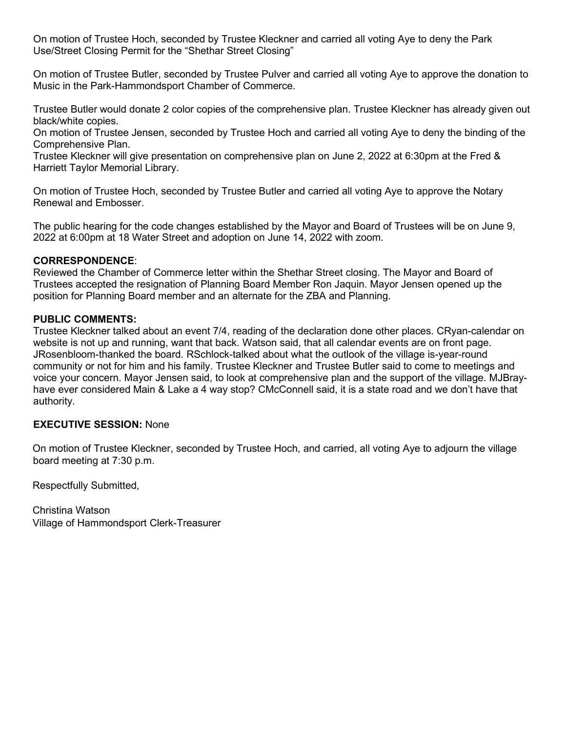On motion of Trustee Hoch, seconded by Trustee Kleckner and carried all voting Aye to deny the Park Use/Street Closing Permit for the "Shethar Street Closing"

On motion of Trustee Butler, seconded by Trustee Pulver and carried all voting Aye to approve the donation to Music in the Park-Hammondsport Chamber of Commerce.

Trustee Butler would donate 2 color copies of the comprehensive plan. Trustee Kleckner has already given out black/white copies.
On motion of Trustee Jensen, seconded by Trustee Hoch and carried all voting Aye to deny the binding of the Comprehensive Plan.
Trustee Kleckner will give presentation on comprehensive plan on June 2, 2022 at 6:30pm at the Fred & Harriett Taylor Memorial Library.

On motion of Trustee Hoch, seconded by Trustee Butler and carried all voting Aye to approve the Notary Renewal and Embosser.

The public hearing for the code changes established by the Mayor and Board of Trustees will be on June 9, 2022 at 6:00pm at 18 Water Street and adoption on June 14, 2022 with zoom.

**CORRESPONDENCE**:
Reviewed the Chamber of Commerce letter within the Shethar Street closing. The Mayor and Board of Trustees accepted the resignation of Planning Board Member Ron Jaquin. Mayor Jensen opened up the position for Planning Board member and an alternate for the ZBA and Planning.

**PUBLIC COMMENTS:**
Trustee Kleckner talked about an event 7/4, reading of the declaration done other places. CRyan-calendar on website is not up and running, want that back. Watson said, that all calendar events are on front page. JRosenbloom-thanked the board. RSchlock-talked about what the outlook of the village is-year-round community or not for him and his family. Trustee Kleckner and Trustee Butler said to come to meetings and voice your concern. Mayor Jensen said, to look at comprehensive plan and the support of the village. MJBray-have ever considered Main & Lake a 4 way stop? CMcConnell said, it is a state road and we don't have that authority.

**EXECUTIVE SESSION:** None

On motion of Trustee Kleckner, seconded by Trustee Hoch, and carried, all voting Aye to adjourn the village board meeting at 7:30 p.m.

Respectfully Submitted,

Christina Watson
Village of Hammondsport Clerk-Treasurer